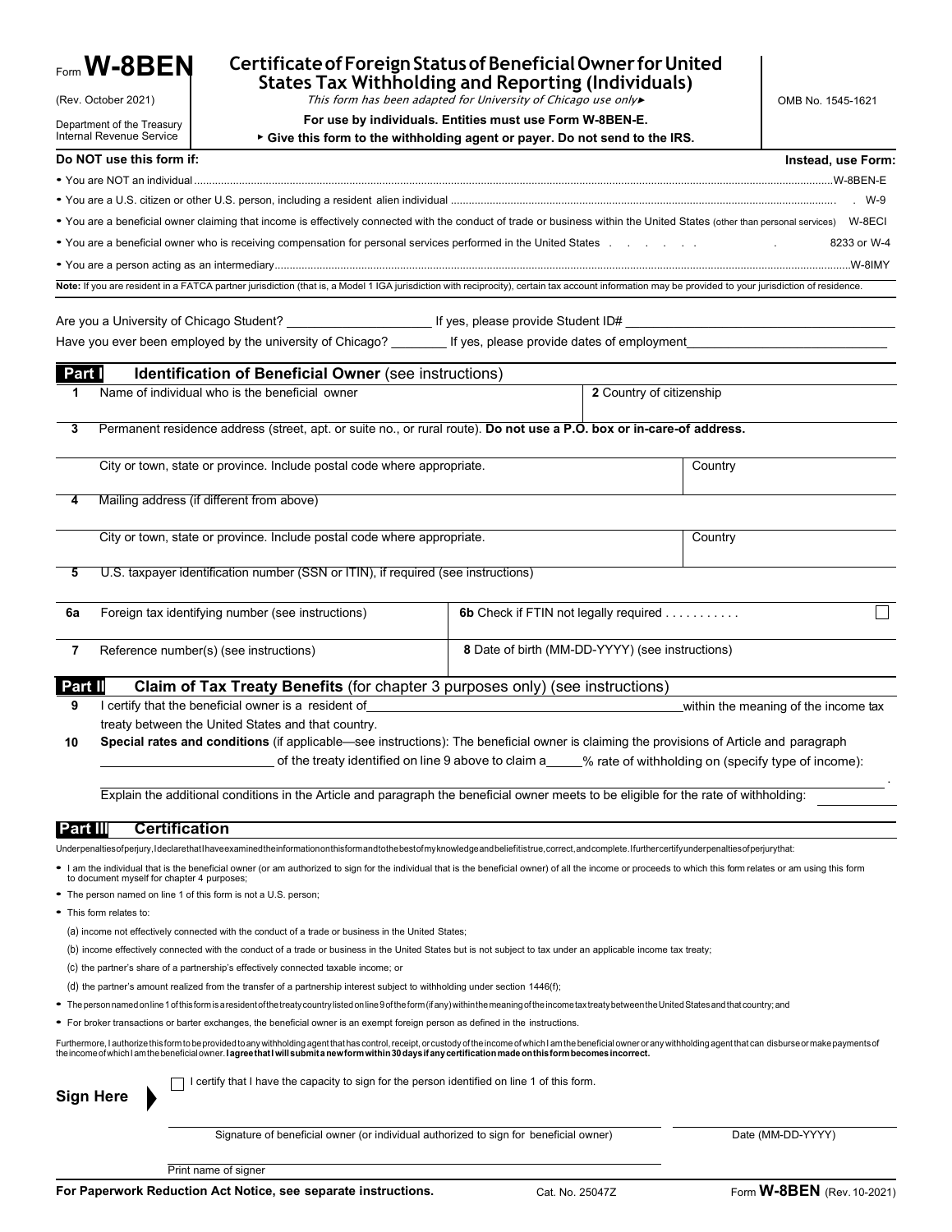Form **W-8BEN**

(Rev. October 2021)

Department of the Treasury
Internal Revenue Service

# Certificate of Foreign Status of Beneficial Owner for United States Tax Withholding and Reporting (Individuals)

*This form has been adapted for University of Chicago use only▸*

**For use by individuals. Entities must use Form W-8BEN-E.**

**▸ Give this form to the withholding agent or payer. Do not send to the IRS.**

OMB No. 1545-1621

| **Do NOT use this form if:** | **Instead, use Form:** |
|---|---|
| • You are NOT an individual | W-8BEN-E |
| • You are a U.S. citizen or other U.S. person, including a resident alien individual | W-9 |
| • You are a beneficial owner claiming that income is effectively connected with the conduct of trade or business within the United States (other than personal services) | W-8ECI |
| • You are a beneficial owner who is receiving compensation for personal services performed in the United States | 8233 or W-4 |
| • You are a person acting as an intermediary | W-8IMY |

**Note:** If you are resident in a FATCA partner jurisdiction (that is, a Model 1 IGA jurisdiction with reciprocity), certain tax account information may be provided to your jurisdiction of residence.

Are you a University of Chicago Student? ____________ If yes, please provide Student ID# ____________

Have you ever been employed by the university of Chicago? ________ If yes, please provide dates of employment ____________

## Part I Identification of Beneficial Owner (see instructions)

**1** Name of individual who is the beneficial owner

**2** Country of citizenship

**3** Permanent residence address (street, apt. or suite no., or rural route). **Do not use a P.O. box or in-care-of address.**

City or town, state or province. Include postal code where appropriate.

Country

**4** Mailing address (if different from above)

City or town, state or province. Include postal code where appropriate.

Country

**5** U.S. taxpayer identification number (SSN or ITIN), if required (see instructions)

**6a** Foreign tax identifying number (see instructions)

**6b** Check if FTIN not legally required . . . . . . . . . . ☐

**7** Reference number(s) (see instructions)

**8** Date of birth (MM-DD-YYYY) (see instructions)

## Part II Claim of Tax Treaty Benefits (for chapter 3 purposes only) (see instructions)

**9** I certify that the beneficial owner is a resident of ____________ within the meaning of the income tax treaty between the United States and that country.

**10** **Special rates and conditions** (if applicable—see instructions): The beneficial owner is claiming the provisions of Article and paragraph ____________ of the treaty identified on line 9 above to claim a _____% rate of withholding on (specify type of income): ____________.

Explain the additional conditions in the Article and paragraph the beneficial owner meets to be eligible for the rate of withholding: ____________

## Part III Certification

Under penalties of perjury, I declare that I have examined the information on this form and to the best of my knowledge and belief it is true, correct, and complete. I further certify under penalties of perjury that:

- I am the individual that is the beneficial owner (or am authorized to sign for the individual that is the beneficial owner) of all the income or proceeds to which this form relates or am using this form to document myself for chapter 4 purposes;
- The person named on line 1 of this form is not a U.S. person;
- This form relates to:
  - (a) income not effectively connected with the conduct of a trade or business in the United States;
  - (b) income effectively connected with the conduct of a trade or business in the United States but is not subject to tax under an applicable income tax treaty;
  - (c) the partner's share of a partnership's effectively connected taxable income; or
  - (d) the partner's amount realized from the transfer of a partnership interest subject to withholding under section 1446(f);
- The person named on line 1 of this form is a resident of the treaty country listed on line 9 of the form (if any) within the meaning of the income tax treaty between the United States and that country; and
- For broker transactions or barter exchanges, the beneficial owner is an exempt foreign person as defined in the instructions.

Furthermore, I authorize this form to be provided to any withholding agent that has control, receipt, or custody of the income of which I am the beneficial owner or any withholding agent that can disburse or make payments of the income of which I am the beneficial owner. **I agree that I will submit a new form within 30 days if any certification made on this form becomes incorrect.**

**Sign Here ▸**

☐ I certify that I have the capacity to sign for the person identified on line 1 of this form.

Signature of beneficial owner (or individual authorized to sign for beneficial owner)

Date (MM-DD-YYYY)

Print name of signer

**For Paperwork Reduction Act Notice, see separate instructions.** Cat. No. 25047Z Form **W-8BEN** (Rev. 10-2021)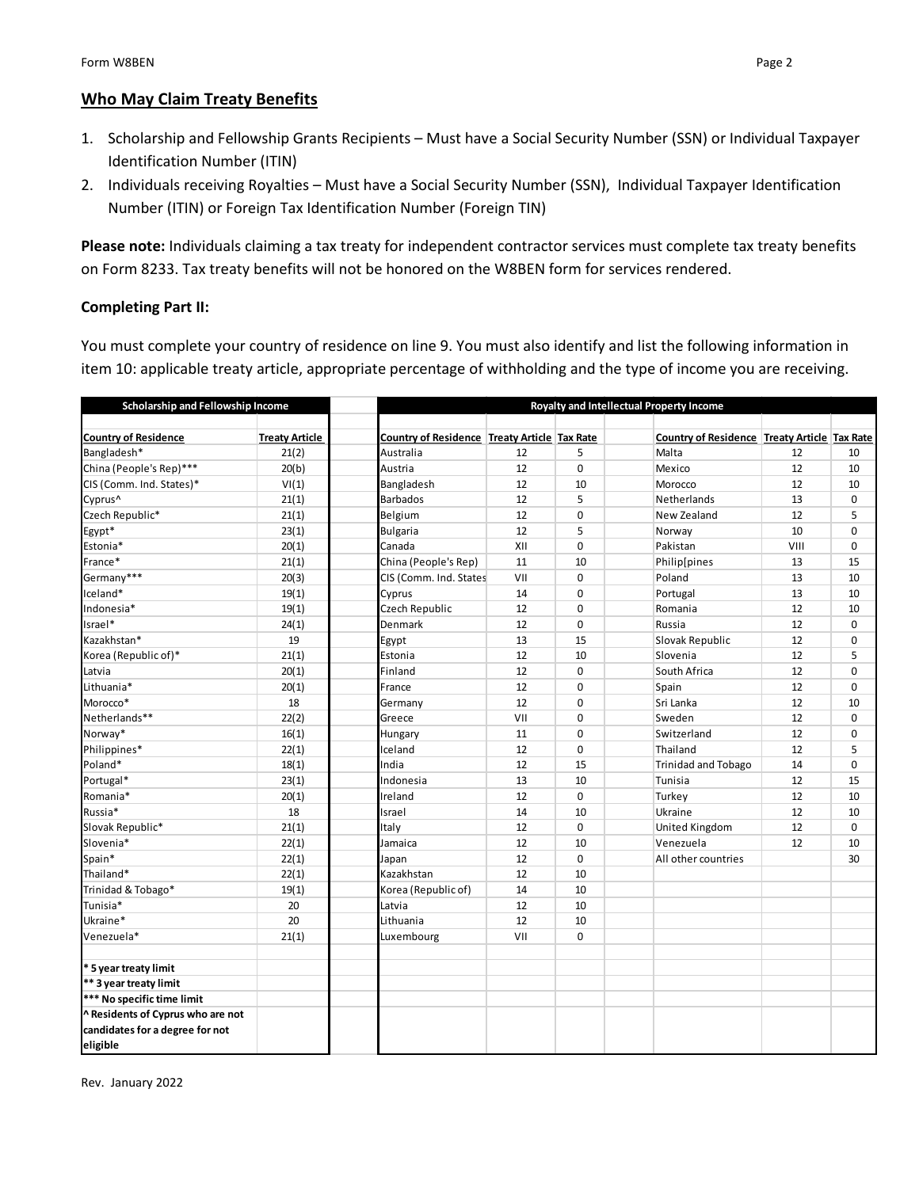## Who May Claim Treaty Benefits

1. Scholarship and Fellowship Grants Recipients – Must have a Social Security Number (SSN) or Individual Taxpayer Identification Number (ITIN)
2. Individuals receiving Royalties – Must have a Social Security Number (SSN), Individual Taxpayer Identification Number (ITIN) or Foreign Tax Identification Number (Foreign TIN)

**Please note:** Individuals claiming a tax treaty for independent contractor services must complete tax treaty benefits on Form 8233. Tax treaty benefits will not be honored on the W8BEN form for services rendered.

**Completing Part II:**

You must complete your country of residence on line 9. You must also identify and list the following information in item 10: applicable treaty article, appropriate percentage of withholding and the type of income you are receiving.

| Scholarship and Fellowship Income | |
|---|---|
| **Country of Residence** | **Treaty Article** |
| Bangladesh* | 21(2) |
| China (People's Rep)*** | 20(b) |
| CIS (Comm. Ind. States)* | VI(1) |
| Cyprus^ | 21(1) |
| Czech Republic* | 21(1) |
| Egypt* | 23(1) |
| Estonia* | 20(1) |
| France* | 21(1) |
| Germany*** | 20(3) |
| Iceland* | 19(1) |
| Indonesia* | 19(1) |
| Israel* | 24(1) |
| Kazakhstan* | 19 |
| Korea (Republic of)* | 21(1) |
| Latvia | 20(1) |
| Lithuania* | 20(1) |
| Morocco* | 18 |
| Netherlands** | 22(2) |
| Norway* | 16(1) |
| Philippines* | 22(1) |
| Poland* | 18(1) |
| Portugal* | 23(1) |
| Romania* | 20(1) |
| Russia* | 18 |
| Slovak Republic* | 21(1) |
| Slovenia* | 22(1) |
| Spain* | 22(1) |
| Thailand* | 22(1) |
| Trinidad & Tobago* | 19(1) |
| Tunisia* | 20 |
| Ukraine* | 20 |
| Venezuela* | 21(1) |

**\* 5 year treaty limit**
**\*\* 3 year treaty limit**
**\*\*\* No specific time limit**
**^ Residents of Cyprus who are not candidates for a degree for not eligible**

| Royalty and Intellectual Property Income | | | | | |
|---|---|---|---|---|---|
| **Country of Residence** | **Treaty Article** | **Tax Rate** | **Country of Residence** | **Treaty Article** | **Tax Rate** |
| Australia | 12 | 5 | Malta | 12 | 10 |
| Austria | 12 | 0 | Mexico | 12 | 10 |
| Bangladesh | 12 | 10 | Morocco | 12 | 10 |
| Barbados | 12 | 5 | Netherlands | 13 | 0 |
| Belgium | 12 | 0 | New Zealand | 12 | 5 |
| Bulgaria | 12 | 5 | Norway | 10 | 0 |
| Canada | XII | 0 | Pakistan | VIII | 0 |
| China (People's Rep) | 11 | 10 | Philip[pines | 13 | 15 |
| CIS (Comm. Ind. States | VII | 0 | Poland | 13 | 10 |
| Cyprus | 14 | 0 | Portugal | 13 | 10 |
| Czech Republic | 12 | 0 | Romania | 12 | 10 |
| Denmark | 12 | 0 | Russia | 12 | 0 |
| Egypt | 13 | 15 | Slovak Republic | 12 | 0 |
| Estonia | 12 | 10 | Slovenia | 12 | 5 |
| Finland | 12 | 0 | South Africa | 12 | 0 |
| France | 12 | 0 | Spain | 12 | 0 |
| Germany | 12 | 0 | Sri Lanka | 12 | 10 |
| Greece | VII | 0 | Sweden | 12 | 0 |
| Hungary | 11 | 0 | Switzerland | 12 | 0 |
| Iceland | 12 | 0 | Thailand | 12 | 5 |
| India | 12 | 15 | Trinidad and Tobago | 14 | 0 |
| Indonesia | 13 | 10 | Tunisia | 12 | 15 |
| Ireland | 12 | 0 | Turkey | 12 | 10 |
| Israel | 14 | 10 | Ukraine | 12 | 10 |
| Italy | 12 | 0 | United Kingdom | 12 | 0 |
| Jamaica | 12 | 10 | Venezuela | 12 | 10 |
| Japan | 12 | 0 | All other countries | | 30 |
| Kazakhstan | 12 | 10 | | | |
| Korea (Republic of) | 14 | 10 | | | |
| Latvia | 12 | 10 | | | |
| Lithuania | 12 | 10 | | | |
| Luxembourg | VII | 0 | | | |

Rev. January 2022